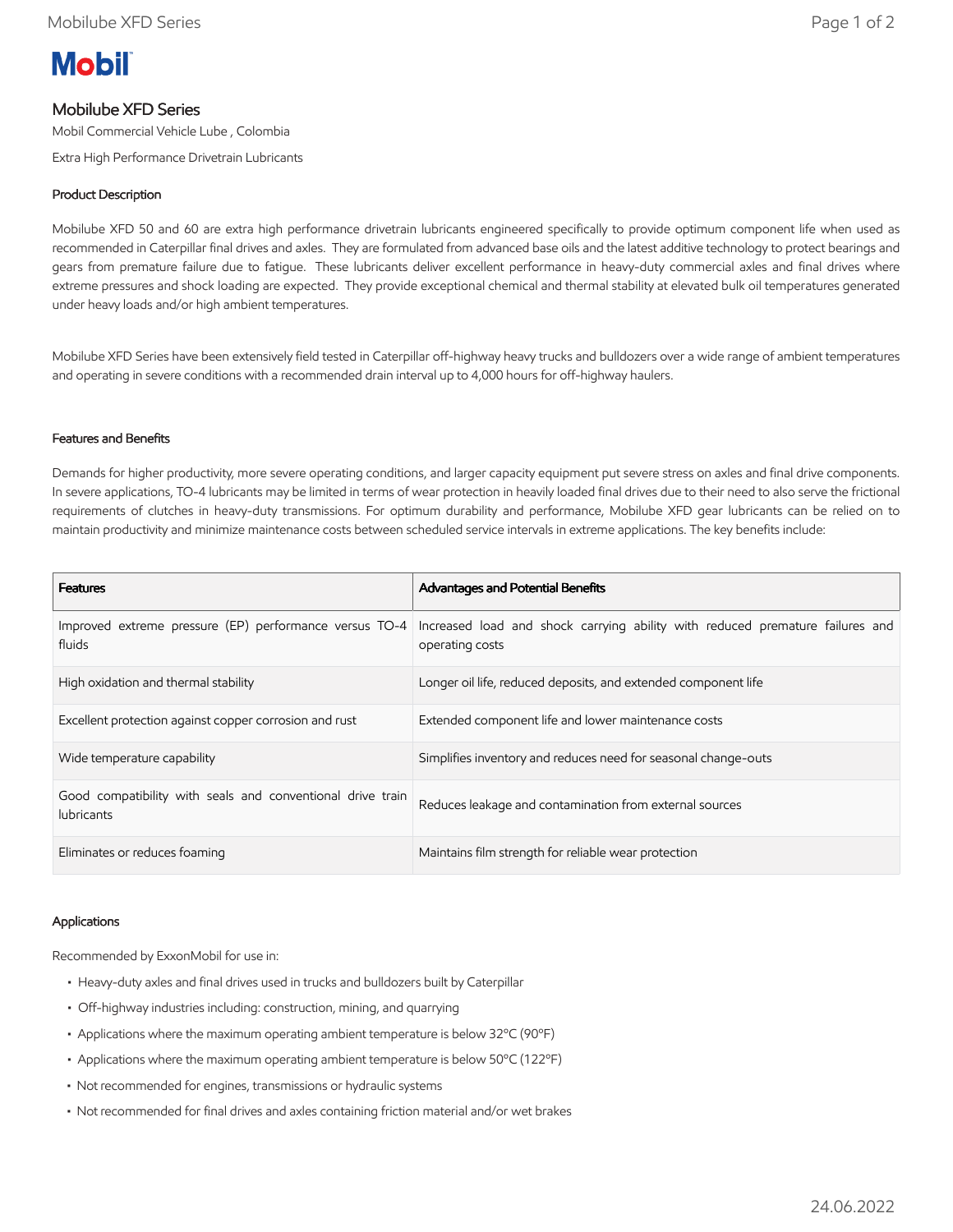# Mobilube XFD Series

Mobil Commercial Vehicle Lube , Colombia

Extra High Performance Drivetrain Lubricants

## Product Description

Mobilube XFD 50 and 60 are extra high performance drivetrain lubricants engineered specifically to provide optimum component life when used as recommended in Caterpillar final drives and axles. They are formulated from advanced base oils and the latest additive technology to protect bearings and gears from premature failure due to fatigue. These lubricants deliver excellent performance in heavy-duty commercial axles and final drives where extreme pressures and shock loading are expected. They provide exceptional chemical and thermal stability at elevated bulk oil temperatures generated under heavy loads and/or high ambient temperatures.

Mobilube XFD Series have been extensively field tested in Caterpillar off-highway heavy trucks and bulldozers over a wide range of ambient temperatures and operating in severe conditions with a recommended drain interval up to 4,000 hours for off-highway haulers.

## Features and Benefits

Demands for higher productivity, more severe operating conditions, and larger capacity equipment put severe stress on axles and final drive components. In severe applications, TO-4 lubricants may be limited in terms of wear protection in heavily loaded final drives due to their need to also serve the frictional requirements of clutches in heavy-duty transmissions. For optimum durability and performance, Mobilube XFD gear lubricants can be relied on to maintain productivity and minimize maintenance costs between scheduled service intervals in extreme applications. The key benefits include:

| Features | Advantages and Potential Benefits |
| --- | --- |
| Improved extreme pressure (EP) performance versus TO-4 fluids | Increased load and shock carrying ability with reduced premature failures and operating costs |
| High oxidation and thermal stability | Longer oil life, reduced deposits, and extended component life |
| Excellent protection against copper corrosion and rust | Extended component life and lower maintenance costs |
| Wide temperature capability | Simplifies inventory and reduces need for seasonal change-outs |
| Good compatibility with seals and conventional drive train lubricants | Reduces leakage and contamination from external sources |
| Eliminates or reduces foaming | Maintains film strength for reliable wear protection |

## Applications

Recommended by ExxonMobil for use in:

- Heavy-duty axles and final drives used in trucks and bulldozers built by Caterpillar
- Off-highway industries including: construction, mining, and quarrying
- Applications where the maximum operating ambient temperature is below 32ºC (90ºF)
- Applications where the maximum operating ambient temperature is below 50ºC (122ºF)
- Not recommended for engines, transmissions or hydraulic systems
- Not recommended for final drives and axles containing friction material and/or wet brakes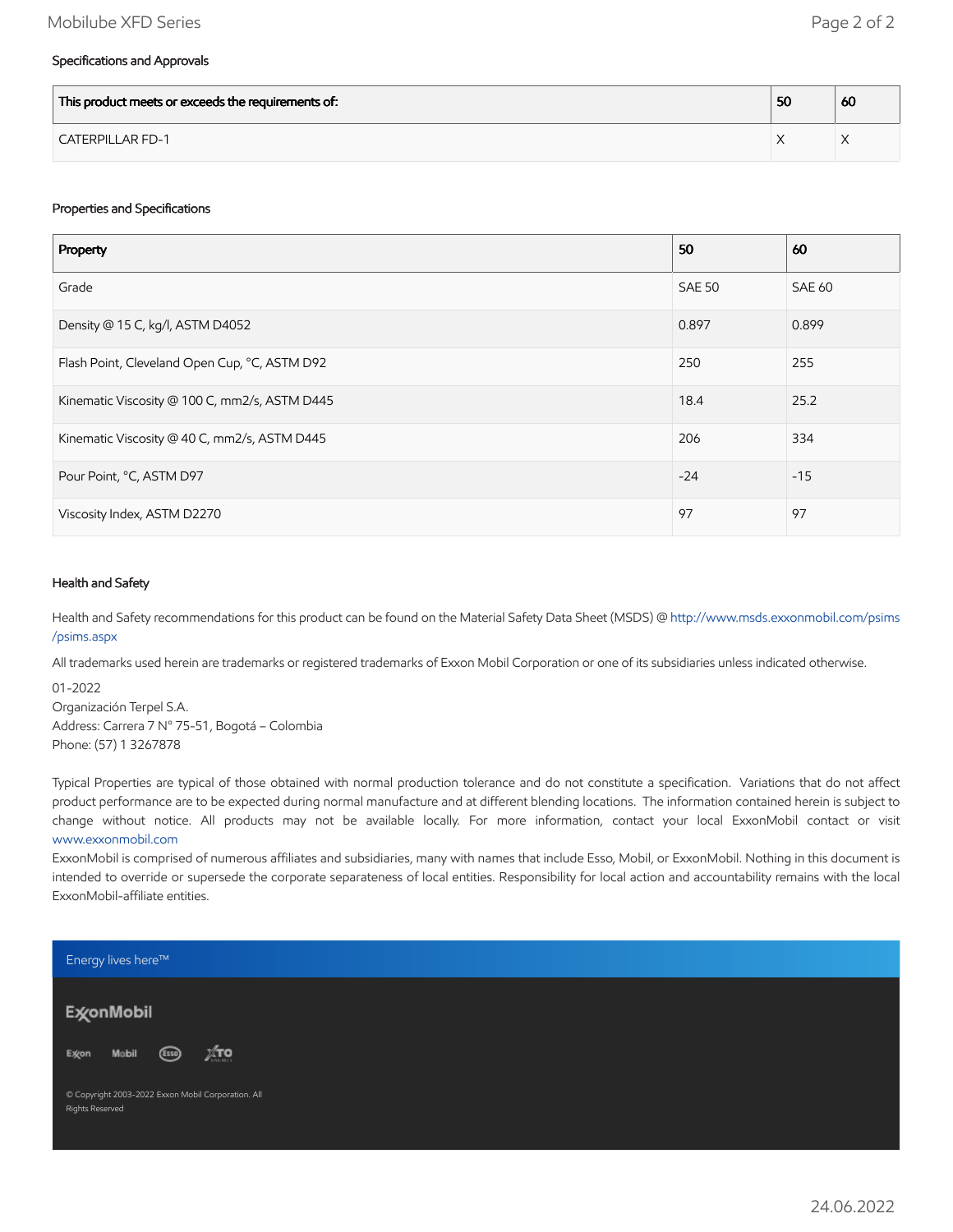### Specifications and Approvals

| This product meets or exceeds the requirements of: | 50 | 60 |
|---|---|---|
| CATERPILLAR FD-1 | X | X |

### Properties and Specifications

| Property | 50 | 60 |
|---|---|---|
| Grade | SAE 50 | SAE 60 |
| Density @ 15 C, kg/l, ASTM D4052 | 0.897 | 0.899 |
| Flash Point, Cleveland Open Cup, °C, ASTM D92 | 250 | 255 |
| Kinematic Viscosity @ 100 C, mm2/s, ASTM D445 | 18.4 | 25.2 |
| Kinematic Viscosity @ 40 C, mm2/s, ASTM D445 | 206 | 334 |
| Pour Point, °C, ASTM D97 | -24 | -15 |
| Viscosity Index, ASTM D2270 | 97 | 97 |

### Health and Safety

Health and Safety recommendations for this product can be found on the Material Safety Data Sheet (MSDS) @ http://www.msds.exxonmobil.com/psims/psims.aspx

All trademarks used herein are trademarks or registered trademarks of Exxon Mobil Corporation or one of its subsidiaries unless indicated otherwise.

01-2022
Organización Terpel S.A.
Address: Carrera 7 N° 75-51, Bogotá – Colombia
Phone: (57) 1 3267878

Typical Properties are typical of those obtained with normal production tolerance and do not constitute a specification. Variations that do not affect product performance are to be expected during normal manufacture and at different blending locations. The information contained herein is subject to change without notice. All products may not be available locally. For more information, contact your local ExxonMobil contact or visit www.exxonmobil.com

ExxonMobil is comprised of numerous affiliates and subsidiaries, many with names that include Esso, Mobil, or ExxonMobil. Nothing in this document is intended to override or supersede the corporate separateness of local entities. Responsibility for local action and accountability remains with the local ExxonMobil-affiliate entities.

Energy lives here™

ExxonMobil

Exxon Mobil Esso XTO

© Copyright 2003-2022 Exxon Mobil Corporation. All Rights Reserved

24.06.2022